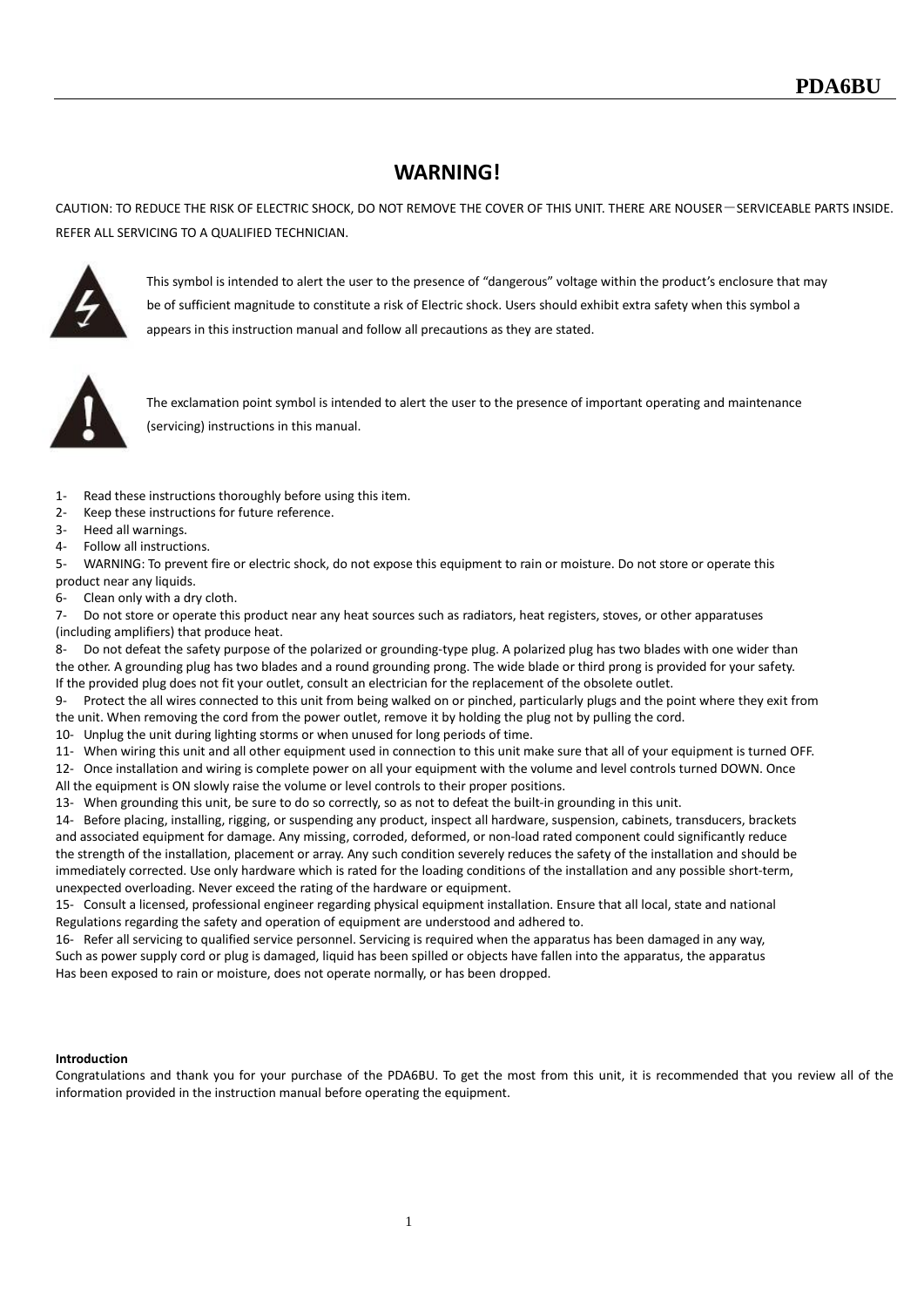# WARNING!

CAUTION: TO REDUCE THE RISK OF ELECTRIC SHOCK, DO NOT REMOVE THE COVER OF THIS UNIT. THERE ARE NOUSER－SERVICEABLE PARTS INSIDE. REFER ALL SERVICING TO A QUALIFIED TECHNICIAN.

This symbol is intended to alert the user to the presence of “dangerous” voltage within the product’s enclosure that may be of sufficient magnitude to constitute a risk of Electric shock. Users should exhibit extra safety when this symbol a appears in this instruction manual and follow all precautions as they are stated.

The exclamation point symbol is intended to alert the user to the presence of important operating and maintenance (servicing) instructions in this manual.

1- Read these instructions thoroughly before using this item.
2- Keep these instructions for future reference.
3- Heed all warnings.
4- Follow all instructions.
5- WARNING: To prevent fire or electric shock, do not expose this equipment to rain or moisture. Do not store or operate this product near any liquids.
6- Clean only with a dry cloth.
7- Do not store or operate this product near any heat sources such as radiators, heat registers, stoves, or other apparatuses (including amplifiers) that produce heat.
8- Do not defeat the safety purpose of the polarized or grounding-type plug. A polarized plug has two blades with one wider than the other. A grounding plug has two blades and a round grounding prong. The wide blade or third prong is provided for your safety. If the provided plug does not fit your outlet, consult an electrician for the replacement of the obsolete outlet.
9- Protect the all wires connected to this unit from being walked on or pinched, particularly plugs and the point where they exit from the unit. When removing the cord from the power outlet, remove it by holding the plug not by pulling the cord.
10- Unplug the unit during lighting storms or when unused for long periods of time.
11- When wiring this unit and all other equipment used in connection to this unit make sure that all of your equipment is turned OFF.
12- Once installation and wiring is complete power on all your equipment with the volume and level controls turned DOWN. Once All the equipment is ON slowly raise the volume or level controls to their proper positions.
13- When grounding this unit, be sure to do so correctly, so as not to defeat the built-in grounding in this unit.
14- Before placing, installing, rigging, or suspending any product, inspect all hardware, suspension, cabinets, transducers, brackets and associated equipment for damage. Any missing, corroded, deformed, or non-load rated component could significantly reduce the strength of the installation, placement or array. Any such condition severely reduces the safety of the installation and should be immediately corrected. Use only hardware which is rated for the loading conditions of the installation and any possible short-term, unexpected overloading. Never exceed the rating of the hardware or equipment.
15- Consult a licensed, professional engineer regarding physical equipment installation. Ensure that all local, state and national Regulations regarding the safety and operation of equipment are understood and adhered to.
16- Refer all servicing to qualified service personnel. Servicing is required when the apparatus has been damaged in any way, Such as power supply cord or plug is damaged, liquid has been spilled or objects have fallen into the apparatus, the apparatus Has been exposed to rain or moisture, does not operate normally, or has been dropped.

**Introduction**

Congratulations and thank you for your purchase of the PDA6BU. To get the most from this unit, it is recommended that you review all of the information provided in the instruction manual before operating the equipment.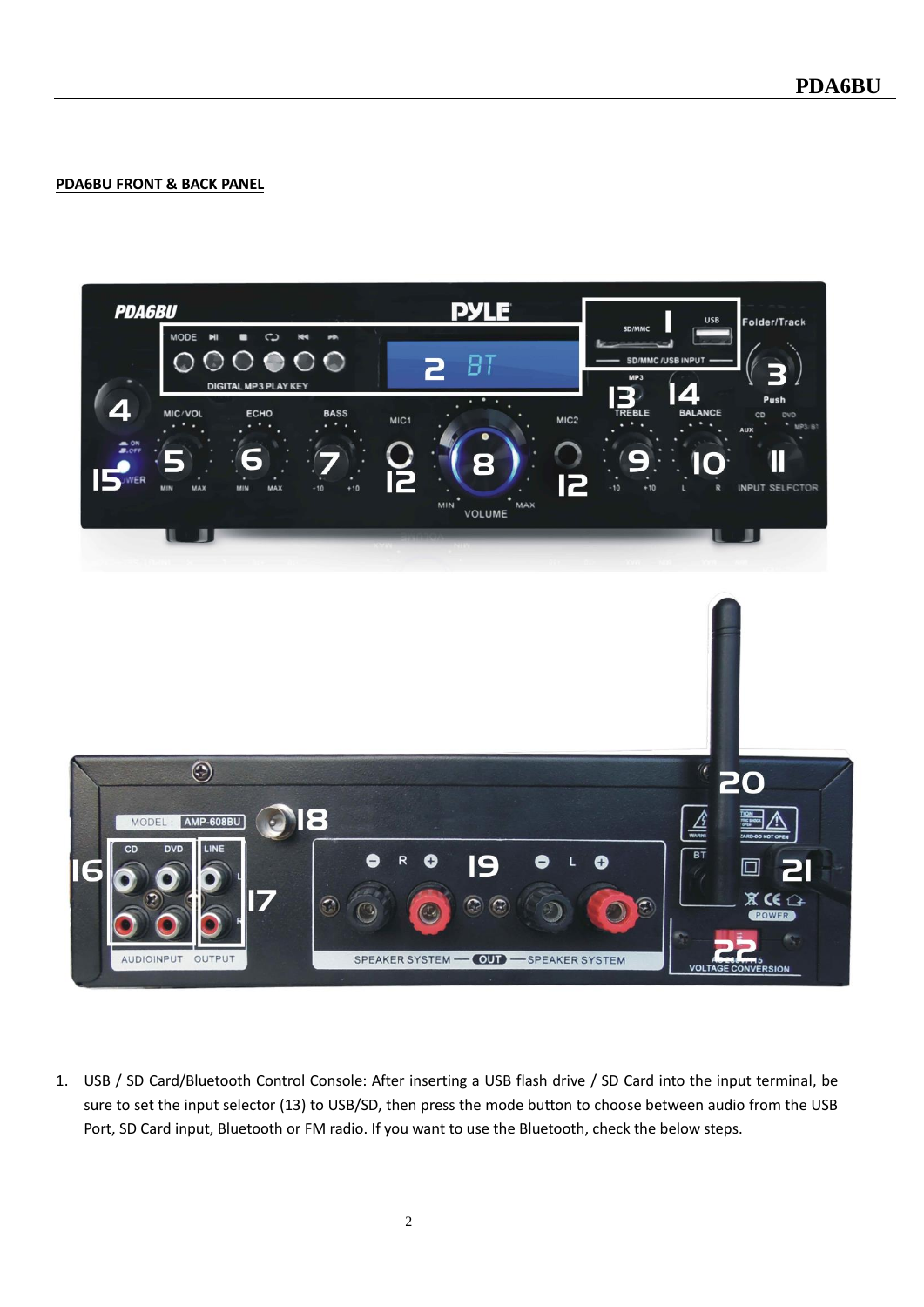**PDA6BU FRONT & BACK PANEL**

1. USB / SD Card/Bluetooth Control Console: After inserting a USB flash drive / SD Card into the input terminal, be sure to set the input selector (13) to USB/SD, then press the mode button to choose between audio from the USB Port, SD Card input, Bluetooth or FM radio. If you want to use the Bluetooth, check the below steps.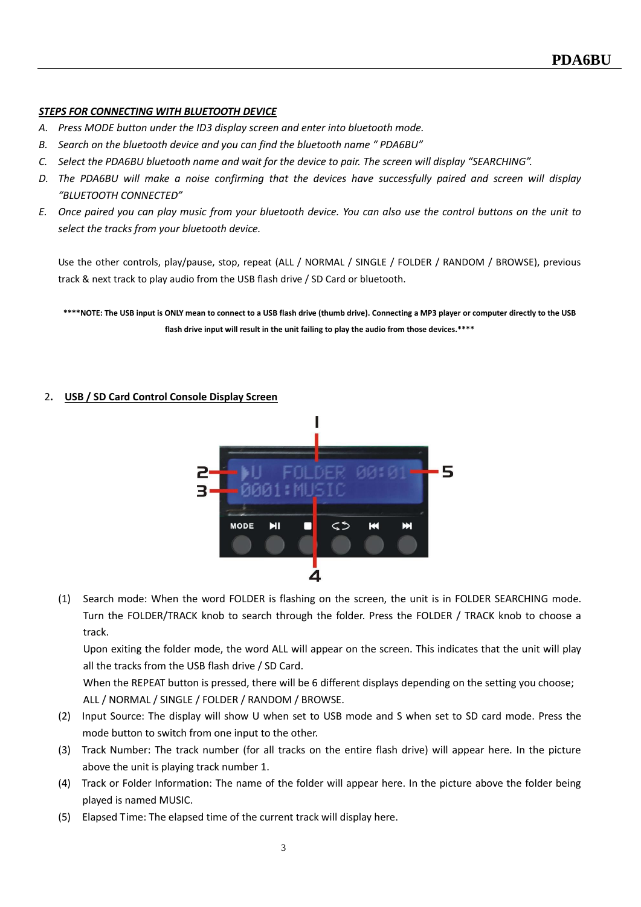***STEPS FOR CONNECTING WITH BLUETOOTH DEVICE***

*A. Press MODE button under the ID3 display screen and enter into bluetooth mode.*

*B. Search on the bluetooth device and you can find the bluetooth name " PDA6BU"*

*C. Select the PDA6BU bluetooth name and wait for the device to pair. The screen will display "SEARCHING".*

*D. The PDA6BU will make a noise confirming that the devices have successfully paired and screen will display "BLUETOOTH CONNECTED"*

*E. Once paired you can play music from your bluetooth device. You can also use the control buttons on the unit to select the tracks from your bluetooth device.*

Use the other controls, play/pause, stop, repeat (ALL / NORMAL / SINGLE / FOLDER / RANDOM / BROWSE), previous track & next track to play audio from the USB flash drive / SD Card or bluetooth.

**\*\*\*\*NOTE: The USB input is ONLY mean to connect to a USB flash drive (thumb drive). Connecting a MP3 player or computer directly to the USB flash drive input will result in the unit failing to play the audio from those devices.\*\*\*\***

## 2. USB / SD Card Control Console Display Screen

1
2
3
5
U FOLDER 00:01
0001:MUSIC
MODE
4

(1) Search mode: When the word FOLDER is flashing on the screen, the unit is in FOLDER SEARCHING mode. Turn the FOLDER/TRACK knob to search through the folder. Press the FOLDER / TRACK knob to choose a track.
Upon exiting the folder mode, the word ALL will appear on the screen. This indicates that the unit will play all the tracks from the USB flash drive / SD Card.
When the REPEAT button is pressed, there will be 6 different displays depending on the setting you choose; ALL / NORMAL / SINGLE / FOLDER / RANDOM / BROWSE.

(2) Input Source: The display will show U when set to USB mode and S when set to SD card mode. Press the mode button to switch from one input to the other.

(3) Track Number: The track number (for all tracks on the entire flash drive) will appear here. In the picture above the unit is playing track number 1.

(4) Track or Folder Information: The name of the folder will appear here. In the picture above the folder being played is named MUSIC.

(5) Elapsed Time: The elapsed time of the current track will display here.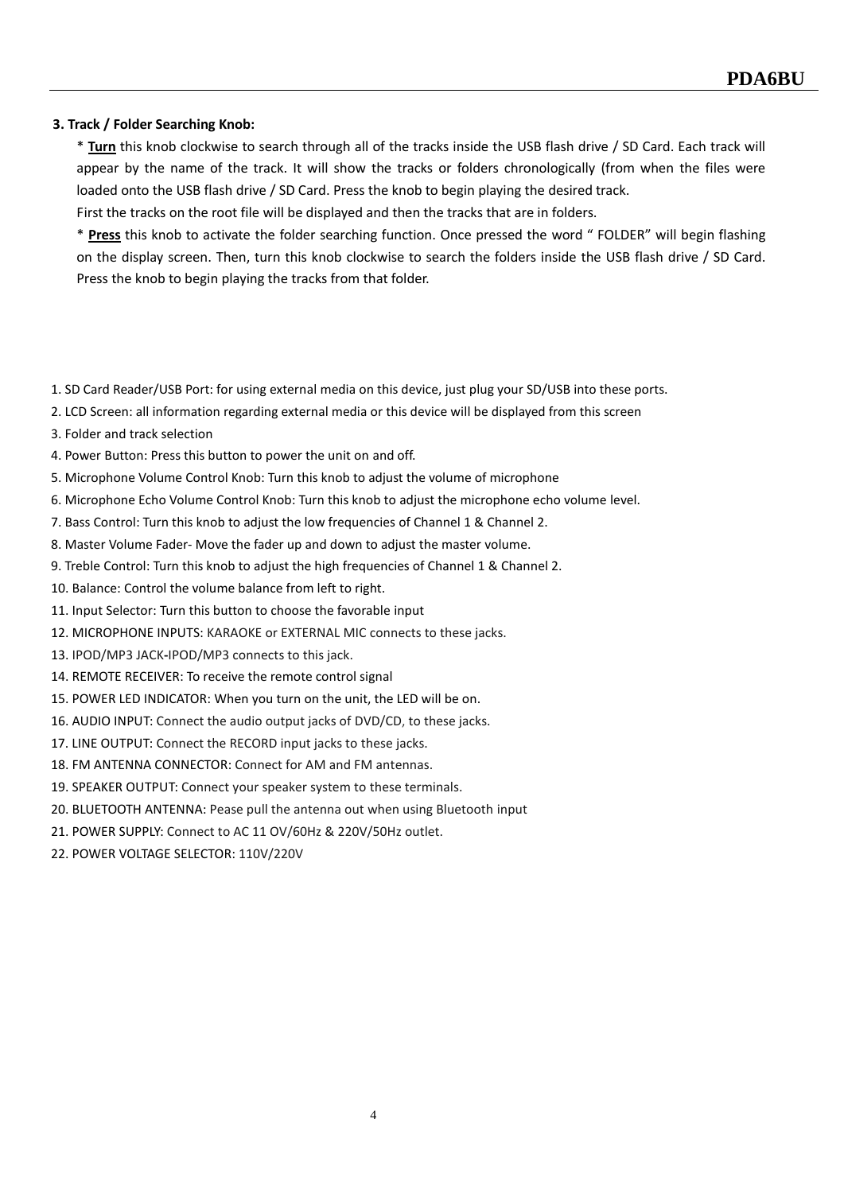**3. Track / Folder Searching Knob:**

* **Turn** this knob clockwise to search through all of the tracks inside the USB flash drive / SD Card. Each track will appear by the name of the track. It will show the tracks or folders chronologically (from when the files were loaded onto the USB flash drive / SD Card. Press the knob to begin playing the desired track.

First the tracks on the root file will be displayed and then the tracks that are in folders.

* **Press** this knob to activate the folder searching function. Once pressed the word " FOLDER" will begin flashing on the display screen. Then, turn this knob clockwise to search the folders inside the USB flash drive / SD Card. Press the knob to begin playing the tracks from that folder.

1. SD Card Reader/USB Port: for using external media on this device, just plug your SD/USB into these ports.
2. LCD Screen: all information regarding external media or this device will be displayed from this screen
3. Folder and track selection
4. Power Button: Press this button to power the unit on and off.
5. Microphone Volume Control Knob: Turn this knob to adjust the volume of microphone
6. Microphone Echo Volume Control Knob: Turn this knob to adjust the microphone echo volume level.
7. Bass Control: Turn this knob to adjust the low frequencies of Channel 1 & Channel 2.
8. Master Volume Fader- Move the fader up and down to adjust the master volume.
9. Treble Control: Turn this knob to adjust the high frequencies of Channel 1 & Channel 2.
10. Balance: Control the volume balance from left to right.
11. Input Selector: Turn this button to choose the favorable input
12. MICROPHONE INPUTS: KARAOKE or EXTERNAL MIC connects to these jacks.
13. IPOD/MP3 JACK-IPOD/MP3 connects to this jack.
14. REMOTE RECEIVER: To receive the remote control signal
15. POWER LED INDICATOR: When you turn on the unit, the LED will be on.
16. AUDIO INPUT: Connect the audio output jacks of DVD/CD, to these jacks.
17. LINE OUTPUT: Connect the RECORD input jacks to these jacks.
18. FM ANTENNA CONNECTOR: Connect for AM and FM antennas.
19. SPEAKER OUTPUT: Connect your speaker system to these terminals.
20. BLUETOOTH ANTENNA: Pease pull the antenna out when using Bluetooth input
21. POWER SUPPLY: Connect to AC 11 OV/60Hz & 220V/50Hz outlet.
22. POWER VOLTAGE SELECTOR: 110V/220V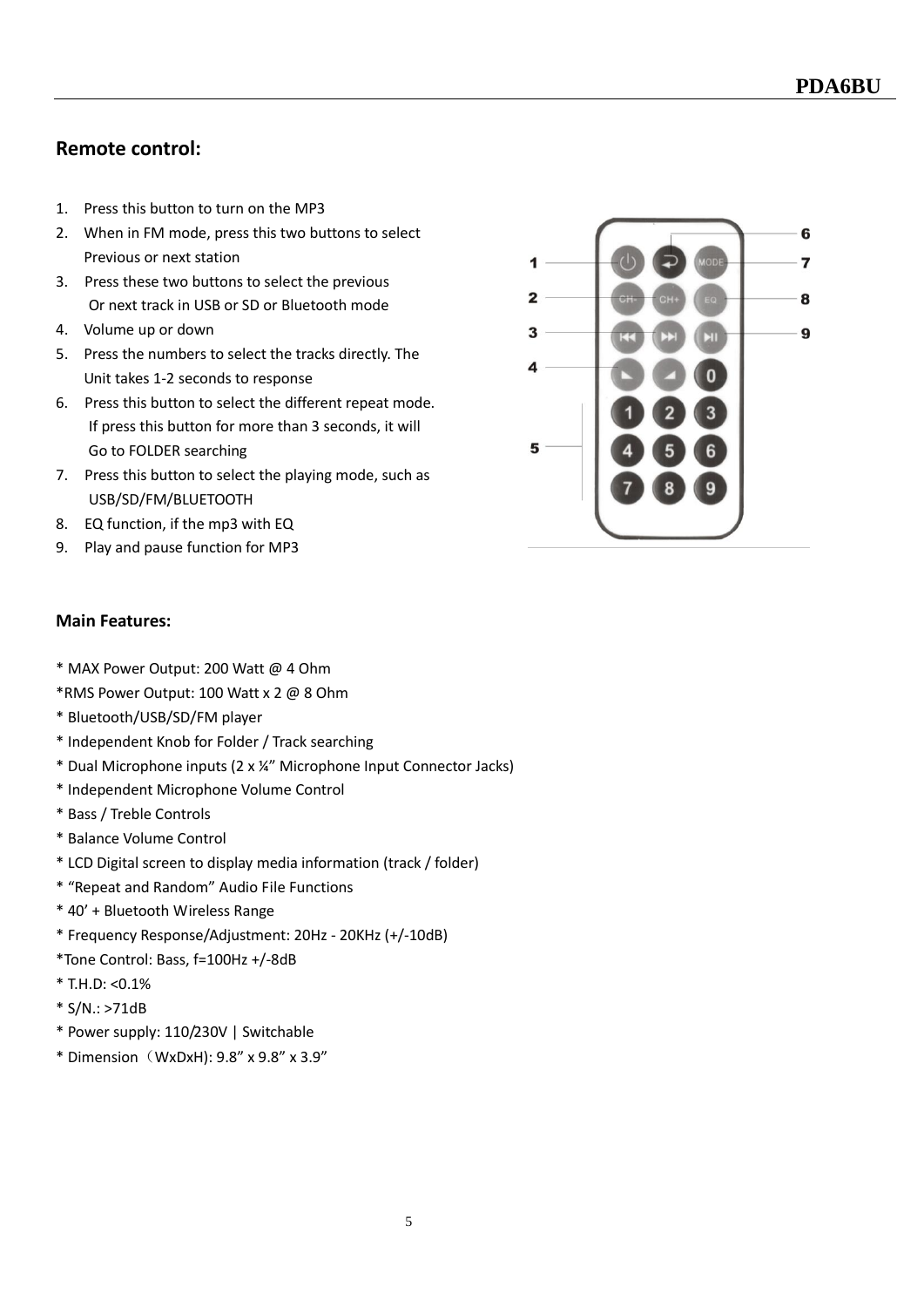## Remote control:

1. Press this button to turn on the MP3
2. When in FM mode, press this two buttons to select Previous or next station
3. Press these two buttons to select the previous Or next track in USB or SD or Bluetooth mode
4. Volume up or down
5. Press the numbers to select the tracks directly. The Unit takes 1-2 seconds to response
6. Press this button to select the different repeat mode. If press this button for more than 3 seconds, it will Go to FOLDER searching
7. Press this button to select the playing mode, such as USB/SD/FM/BLUETOOTH
8. EQ function, if the mp3 with EQ
9. Play and pause function for MP3

### Main Features:

* MAX Power Output: 200 Watt @ 4 Ohm
*RMS Power Output: 100 Watt x 2 @ 8 Ohm
* Bluetooth/USB/SD/FM player
* Independent Knob for Folder / Track searching
* Dual Microphone inputs (2 x ¼” Microphone Input Connector Jacks)
* Independent Microphone Volume Control
* Bass / Treble Controls
* Balance Volume Control
* LCD Digital screen to display media information (track / folder)
* “Repeat and Random” Audio File Functions
* 40’ + Bluetooth Wireless Range
* Frequency Response/Adjustment: 20Hz - 20KHz (+/-10dB)
*Tone Control: Bass, f=100Hz +/-8dB
* T.H.D: <0.1%
* S/N.: >71dB
* Power supply: 110/230V | Switchable
* Dimension（WxDxH): 9.8” x 9.8” x 3.9”